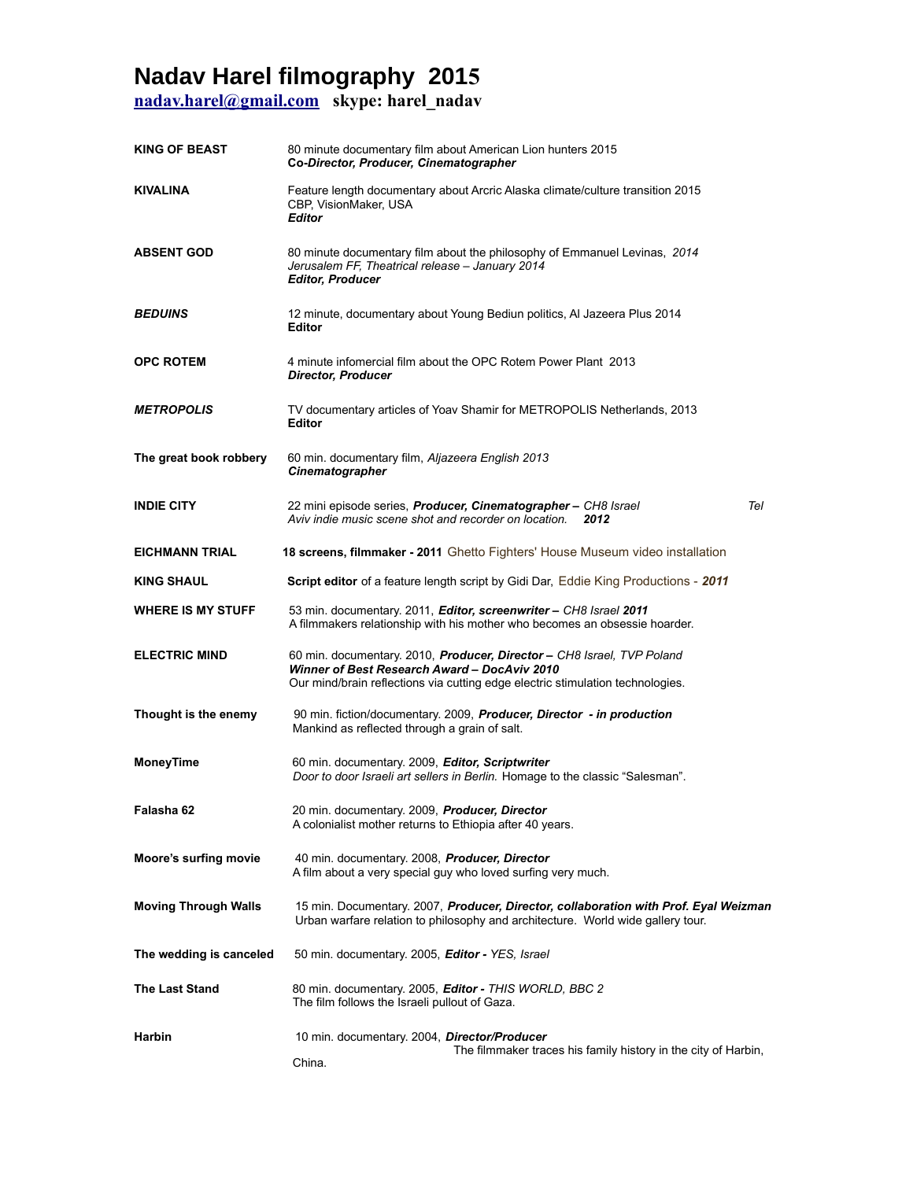# Nadav Harel filmography 2015

**nadav.harel@gmail.com** **skype: harel_nadav**

| | |
|---|---|
| **KING OF BEAST** | 80 minute documentary film about American Lion hunters 2015<br>***Co-Director, Producer, Cinematographer*** |
| **KIVALINA** | Feature length documentary about Arcric Alaska climate/culture transition 2015<br>CBP, VisionMaker, USA<br>***Editor*** |
| **ABSENT GOD** | 80 minute documentary film about the philosophy of Emmanuel Levinas, *2014*<br>*Jerusalem FF, Theatrical release – January 2014*<br>***Editor, Producer*** |
| ***BEDUINS*** | 12 minute, documentary about Young Bediun politics, Al Jazeera Plus 2014<br>**Editor** |
| **OPC ROTEM** | 4 minute infomercial film about the OPC Rotem Power Plant 2013<br>***Director, Producer*** |
| ***METROPOLIS*** | TV documentary articles of Yoav Shamir for METROPOLIS Netherlands, 2013<br>**Editor** |
| **The great book robbery** | 60 min. documentary film, *Aljazeera English 2013*<br>***Cinematographer*** |
| **INDIE CITY** | 22 mini episode series, ***Producer, Cinematographer –*** *CH8 Israel Tel Aviv indie music scene shot and recorder on location.* ***2012*** |
| **EICHMANN TRIAL** | **18 screens, filmmaker - 2011** Ghetto Fighters' House Museum video installation |
| **KING SHAUL** | **Script editor** of a feature length script by Gidi Dar, Eddie King Productions - ***2011*** |
| **WHERE IS MY STUFF** | 53 min. documentary. 2011, ***Editor, screenwriter –*** *CH8 Israel* ***2011***<br>A filmmakers relationship with his mother who becomes an obsessie hoarder. |
| **ELECTRIC MIND** | 60 min. documentary. 2010, ***Producer, Director –*** *CH8 Israel, TVP Poland*<br>***Winner of Best Research Award – DocAviv 2010***<br>Our mind/brain reflections via cutting edge electric stimulation technologies. |
| **Thought is the enemy** | 90 min. fiction/documentary. 2009, ***Producer, Director - in production***<br>Mankind as reflected through a grain of salt. |
| **MoneyTime** | 60 min. documentary. 2009, ***Editor, Scriptwriter***<br>*Door to door Israeli art sellers in Berlin.* Homage to the classic "Salesman". |
| **Falasha 62** | 20 min. documentary. 2009, ***Producer, Director***<br>A colonialist mother returns to Ethiopia after 40 years. |
| **Moore's surfing movie** | 40 min. documentary. 2008, ***Producer, Director***<br>A film about a very special guy who loved surfing very much. |
| **Moving Through Walls** | 15 min. Documentary. 2007, ***Producer, Director, collaboration with Prof. Eyal Weizman***<br>Urban warfare relation to philosophy and architecture. World wide gallery tour. |
| **The wedding is canceled** | 50 min. documentary. 2005, ***Editor -*** *YES, Israel* |
| **The Last Stand** | 80 min. documentary. 2005, ***Editor -*** *THIS WORLD, BBC 2*<br>The film follows the Israeli pullout of Gaza. |
| **Harbin** | 10 min. documentary. 2004, ***Director/Producer***<br>The filmmaker traces his family history in the city of Harbin, China. |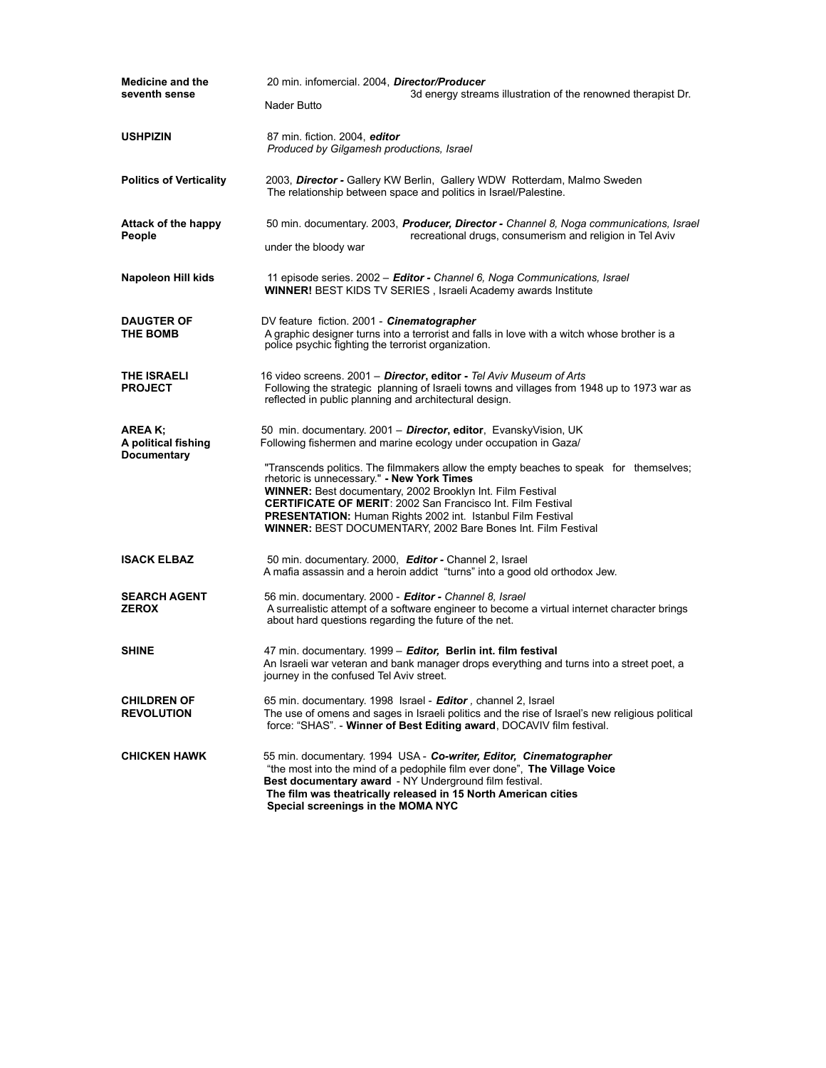| | |
|---|---|
| **Medicine and the seventh sense** | 20 min. infomercial. 2004, ***Director/Producer*** 3d energy streams illustration of the renowned therapist Dr. Nader Butto |
| **USHPIZIN** | 87 min. fiction. 2004, ***editor*** *Produced by Gilgamesh productions, Israel* |
| **Politics of Verticality** | 2003, ***Director -*** Gallery KW Berlin, Gallery WDW Rotterdam, Malmo Sweden The relationship between space and politics in Israel/Palestine. |
| **Attack of the happy People** | 50 min. documentary. 2003, ***Producer, Director -*** *Channel 8, Noga communications, Israel* recreational drugs, consumerism and religion in Tel Aviv under the bloody war |
| **Napoleon Hill kids** | 11 episode series. 2002 – ***Editor -*** *Channel 6, Noga Communications, Israel* **WINNER!** BEST KIDS TV SERIES , Israeli Academy awards Institute |
| **DAUGTER OF THE BOMB** | DV feature fiction. 2001 - ***Cinematographer*** A graphic designer turns into a terrorist and falls in love with a witch whose brother is a police psychic fighting the terrorist organization. |
| **THE ISRAELI PROJECT** | 16 video screens. 2001 – ***Director*, editor -** *Tel Aviv Museum of Arts* Following the strategic planning of Israeli towns and villages from 1948 up to 1973 war as reflected in public planning and architectural design. |
| **AREA K; A political fishing Documentary** | 50 min. documentary. 2001 – ***Director*, editor**, EvanskyVision, UK Following fishermen and marine ecology under occupation in Gaza/ "Transcends politics. The filmmakers allow the empty beaches to speak for themselves; rhetoric is unnecessary." **- New York Times** **WINNER:** Best documentary, 2002 Brooklyn Int. Film Festival **CERTIFICATE OF MERIT**: 2002 San Francisco Int. Film Festival **PRESENTATION:** Human Rights 2002 int. Istanbul Film Festival **WINNER:** BEST DOCUMENTARY, 2002 Bare Bones Int. Film Festival |
| **ISACK ELBAZ** | 50 min. documentary. 2000, ***Editor -*** Channel 2, Israel A mafia assassin and a heroin addict "turns" into a good old orthodox Jew. |
| **SEARCH AGENT ZEROX** | 56 min. documentary. 2000 - ***Editor -*** *Channel 8, Israel* A surrealistic attempt of a software engineer to become a virtual internet character brings about hard questions regarding the future of the net. |
| **SHINE** | 47 min. documentary. 1999 – ***Editor*, Berlin int. film festival** An Israeli war veteran and bank manager drops everything and turns into a street poet, a journey in the confused Tel Aviv street. |
| **CHILDREN OF REVOLUTION** | 65 min. documentary. 1998 Israel - ***Editor*** , channel 2, Israel The use of omens and sages in Israeli politics and the rise of Israel's new religious political force: "SHAS". - **Winner of Best Editing award**, DOCAVIV film festival. |
| **CHICKEN HAWK** | 55 min. documentary. 1994 USA - ***Co-writer, Editor, Cinematographer*** "the most into the mind of a pedophile film ever done", **The Village Voice** **Best documentary award** - NY Underground film festival. **The film was theatrically released in 15 North American cities** **Special screenings in the MOMA NYC** |